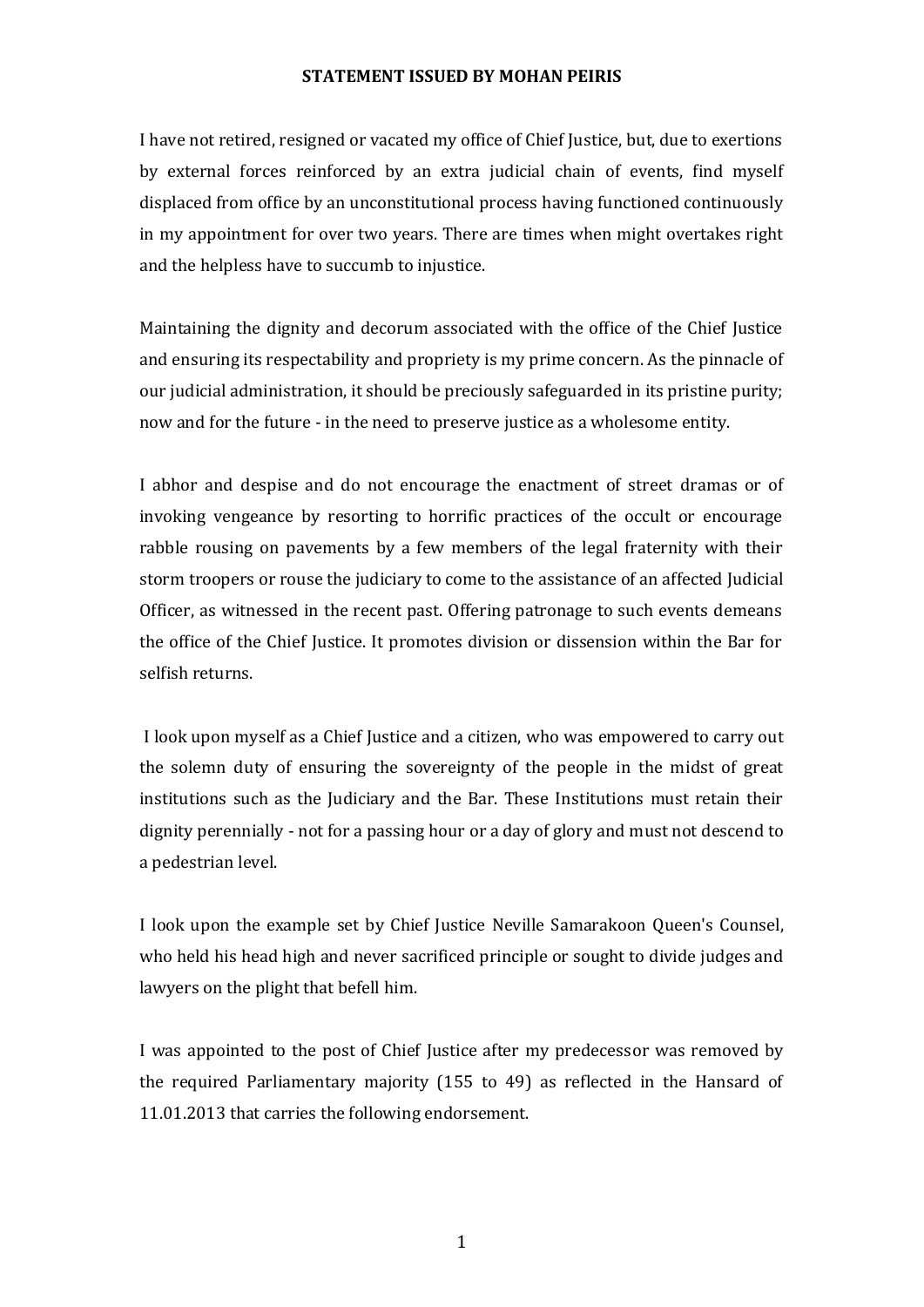**STATEMENT ISSUED BY MOHAN PEIRIS**

I have not retired, resigned or vacated my office of Chief Justice, but, due to exertions by external forces reinforced by an extra judicial chain of events, find myself displaced from office by an unconstitutional process having functioned continuously in my appointment for over two years. There are times when might overtakes right and the helpless have to succumb to injustice.

Maintaining the dignity and decorum associated with the office of the Chief Justice and ensuring its respectability and propriety is my prime concern. As the pinnacle of our judicial administration, it should be preciously safeguarded in its pristine purity; now and for the future - in the need to preserve justice as a wholesome entity.

I abhor and despise and do not encourage the enactment of street dramas or of invoking vengeance by resorting to horrific practices of the occult or encourage rabble rousing on pavements by a few members of the legal fraternity with their storm troopers or rouse the judiciary to come to the assistance of an affected Judicial Officer, as witnessed in the recent past. Offering patronage to such events demeans the office of the Chief Justice. It promotes division or dissension within the Bar for selfish returns.

I look upon myself as a Chief Justice and a citizen, who was empowered to carry out the solemn duty of ensuring the sovereignty of the people in the midst of great institutions such as the Judiciary and the Bar. These Institutions must retain their dignity perennially - not for a passing hour or a day of glory and must not descend to a pedestrian level.

I look upon the example set by Chief Justice Neville Samarakoon Queen's Counsel, who held his head high and never sacrificed principle or sought to divide judges and lawyers on the plight that befell him.

I was appointed to the post of Chief Justice after my predecessor was removed by the required Parliamentary majority (155 to 49) as reflected in the Hansard of 11.01.2013 that carries the following endorsement.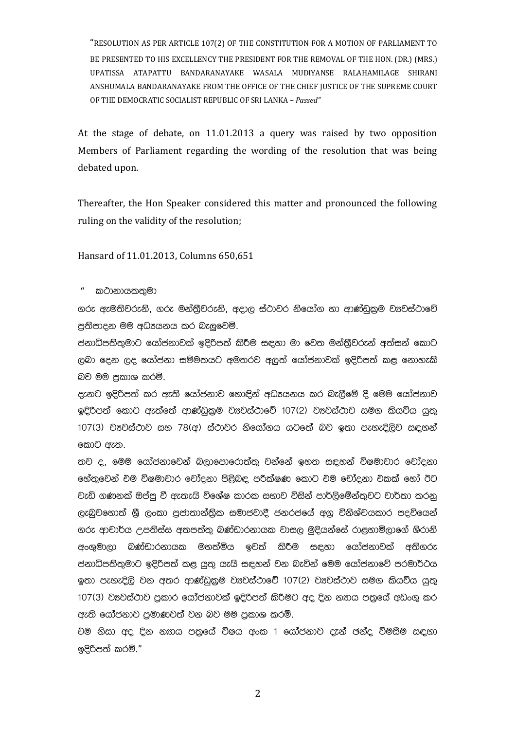"RESOLUTION AS PER ARTICLE 107(2) OF THE CONSTITUTION FOR A MOTION OF PARLIAMENT TO BE PRESENTED TO HIS EXCELLENCY THE PRESIDENT FOR THE REMOVAL OF THE HON. (DR.) (MRS.) UPATISSA ATAPATTU BANDARANAYAKE WASALA MUDIYANSE RALAHAMILAGE SHIRANI ANSHUMALA BANDARANAYAKE FROM THE OFFICE OF THE CHIEF JUSTICE OF THE SUPREME COURT OF THE DEMOCRATIC SOCIALIST REPUBLIC OF SRI LANKA – *Passed*"

At the stage of debate, on 11.01.2013 a query was raised by two opposition Members of Parliament regarding the wording of the resolution that was being debated upon.

Thereafter, the Hon Speaker considered this matter and pronounced the following ruling on the validity of the resolution;

Hansard of 11.01.2013, Columns 650,651

" කථානායකතුමා

ගරු ඇමතිවරුනි, ගරු මන්ත්‍රීවරුනි, අදාල ස්ථාවර නියෝග හා ආණ්ඩුක්‍රම ව්‍යවස්ථාවේ ප්‍රතිපාදන මම අධ්‍යයනය කර බැලුවෙමි.

ජනාධිපතිතුමාට යෝජනාවක් ඉදිරිපත් කිරීම සඳහා මා වෙත මන්ත්‍රීවරුන් අත්සන් කොට ලබා දෙන ලද යෝජනා සම්මතයට අමතරව අලුත් යෝජනාවක් ඉදිරිපත් කළ නොහැකි බව මම ප්‍රකාශ කරමි.

දැනට ඉදිරිපත් කර ඇති යෝජනාව හොඳින් අධ්‍යයනය කර බැලීමේ දී මෙම යෝජනාව ඉදිරිපත් කොට ඇත්තේ ආණ්ඩුක්‍රම ව්‍යවස්ථාවේ 107(2) ව්‍යවස්ථාව සමග කියවිය යුතු 107(3) ව්‍යවස්ථාව සහ 78(අ) ස්ථාවර නියෝගය යටතේ බව ඉතා පැහැදිලිව සඳහන් කොට ඇත.

තව ද, මෙම යෝජනාවෙන් බලාපොරොත්තු වන්නේ ඉහත සඳහන් විෂමාචාර චෝදනා හේතුවෙන් එම විෂමාචාර චෝදනා පිළිබඳ පරීක්ෂණ කොට එම චෝදනා එකක් හෝ ඊට වැඩි ගණනක් ඔප්පු වී ඇතැයි විශේෂ කාරක සභාව විසින් පාර්ලිමේන්තුවට වාර්තා කරනු ලැබුවහොත් ශ්‍රී ලංකා ප්‍රජාතාන්ත්‍රික සමාජවාදී ජනරජයේ අග්‍ර විනිශ්චයකාර පදවියෙන් ගරු ආචාර්ය උපතිස්ස අතපත්තු බණ්ඩාරනායක වාසල මුදියන්සේ රාළහාමිලාගේ ශිරානි අංශුමාලා බණ්ඩාරනායක මහත්මිය ඉවත් කිරීම සඳහා යෝජනාවක් අතිගරු ජනාධිපතිතුමාට ඉදිරිපත් කළ යුතු යැයි සඳහන් වන බැවින් මෙම යෝජනාවේ පරමාර්ථය ඉතා පැහැදිලි වන අතර ආණ්ඩුක්‍රම ව්‍යවස්ථාවේ 107(2) ව්‍යවස්ථාව සමග කියවිය යුතු 107(3) ව්‍යවස්ථාව ප්‍රකාර යෝජනාවක් ඉදිරිපත් කිරීමට අද දින න්‍යාය පත්‍රයේ අඩංගු කර ඇති යෝජනාව ප්‍රමාණවත් වන බව මම ප්‍රකාශ කරමි.

එම නිසා අද දින න්‍යාය පත්‍රයේ විෂය අංක 1 යෝජනාව දැන් ඡන්ද විමසීම සඳහා ඉදිරිපත් කරමි."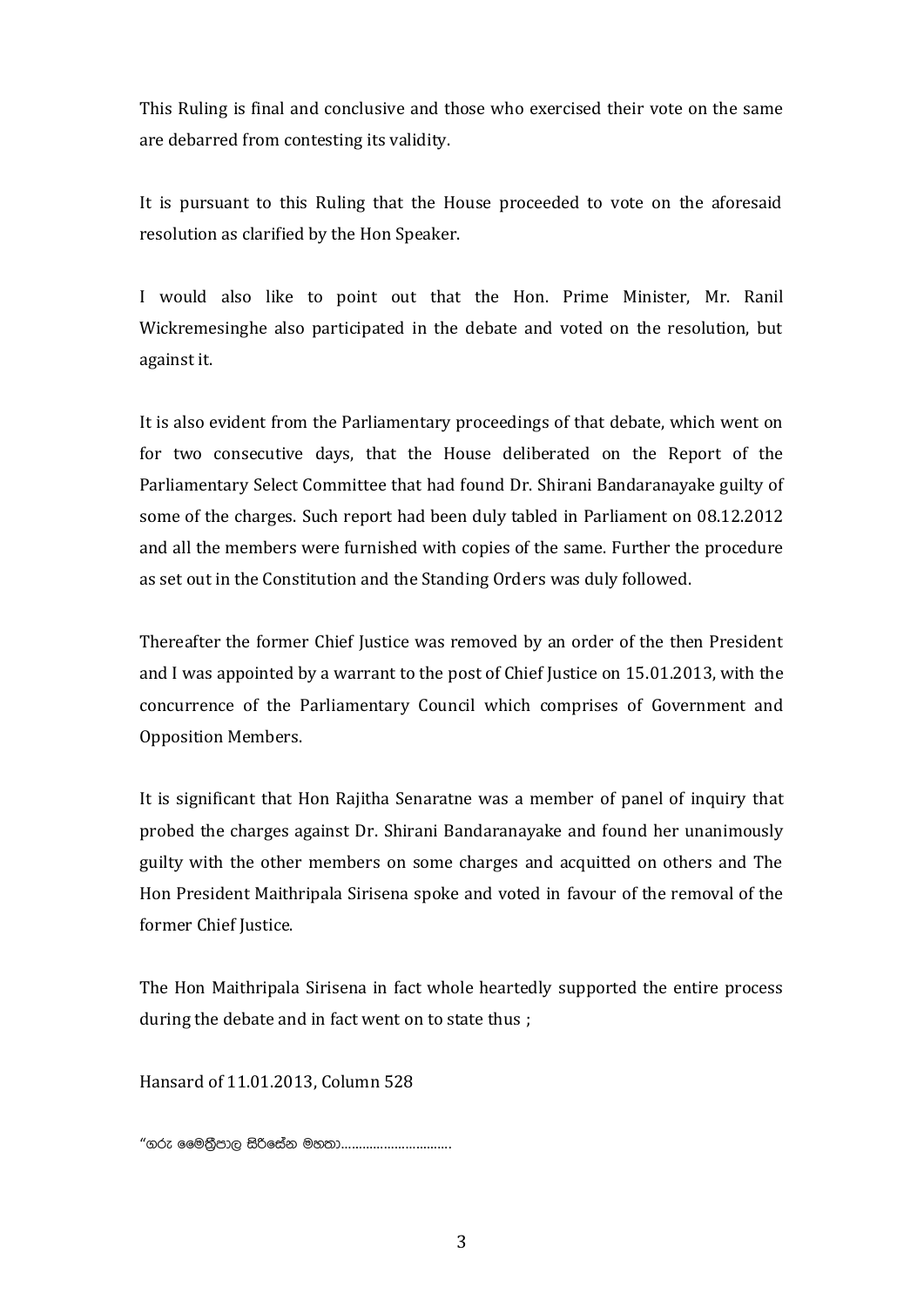This Ruling is final and conclusive and those who exercised their vote on the same are debarred from contesting its validity.

It is pursuant to this Ruling that the House proceeded to vote on the aforesaid resolution as clarified by the Hon Speaker.

I would also like to point out that the Hon. Prime Minister, Mr. Ranil Wickremesinghe also participated in the debate and voted on the resolution, but against it.

It is also evident from the Parliamentary proceedings of that debate, which went on for two consecutive days, that the House deliberated on the Report of the Parliamentary Select Committee that had found Dr. Shirani Bandaranayake guilty of some of the charges. Such report had been duly tabled in Parliament on 08.12.2012 and all the members were furnished with copies of the same. Further the procedure as set out in the Constitution and the Standing Orders was duly followed.

Thereafter the former Chief Justice was removed by an order of the then President and I was appointed by a warrant to the post of Chief Justice on 15.01.2013, with the concurrence of the Parliamentary Council which comprises of Government and Opposition Members.

It is significant that Hon Rajitha Senaratne was a member of panel of inquiry that probed the charges against Dr. Shirani Bandaranayake and found her unanimously guilty with the other members on some charges and acquitted on others and The Hon President Maithripala Sirisena spoke and voted in favour of the removal of the former Chief Justice.

The Hon Maithripala Sirisena in fact whole heartedly supported the entire process during the debate and in fact went on to state thus ;

Hansard of 11.01.2013, Column 528

"ගරු මෛත්‍රීපාල සිරිසේන මහතා...............................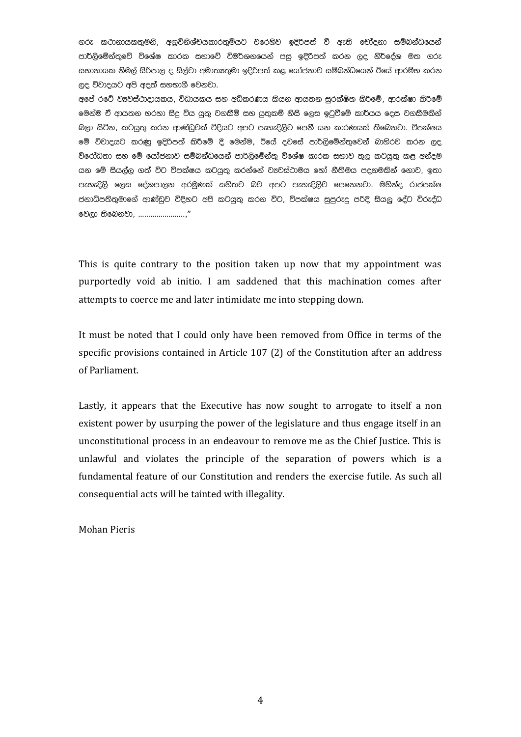ගරු කථානායකතුමනි, අග්‍රවිනිශ්චයකාරතුමියට එරෙහිව ඉදිරිපත් වී ඇති චෝදනා සම්බන්ධයෙන් පාර්ලිමේන්තුවේ විශේෂ කාරක සභාවේ විමර්ශනයෙන් පසු ඉදිරිපත් කරන ලද නිර්දේශ මත ගරු සභානායක නිමල් සිරිපාල ද සිල්වා අමාත්‍යතුමා ඉදිරිපත් කළ යෝජනාව සම්බන්ධයෙන් ඊයේ ආරම්භ කරන ලද විවාදයට අපි අදත් සහභාගී වෙනවා.

අපේ රටේ ව්‍යවස්ථාදායකය, විධායකය සහ අධිකරණය කියන ආයතන සුරක්ෂිත කිරීමේ, ආරක්ෂා කිරීමේ මෙන්ම ඒ ආයතන හරහා සිදු විය යුතු වගකීම් සහ යුතුකම් නිසි ලෙස ඉටුවීමේ කාර්යය දෙස වගකීමකින් බලා සිටින, කටයුතු කරන ආණ්ඩුවක් විදියට අපට පැහැදිලිව පෙනී යන කාරණයක් තිබෙනවා. විපක්ෂය මේ විවාදයට කරුණු ඉදිරිපත් කිරීමේ දී මෙන්ම, ඊයේ දවසේ පාර්ලිමේන්තුවෙන් බාහිරව කරන ලද විරෝධතා සහ මේ යෝජනාව සම්බන්ධයෙන් පාර්ලිමේන්තු විශේෂ කාරක සභාව තුළ කටයුතු කළ අන්දම යන මේ සියල්ල ගත් විට විපක්ෂය කටයුතු කරන්නේ ව්‍යවස්ථාමය හෝ නීතිමය පදනමකින් නොව, ඉතා පැහැදිලි ලෙස දේශපාලන අරමුණක් සහිතව බව අපට පැහැදිලිව පෙනෙනවා. මහින්ද රාජපක්ෂ ජනාධිපතිතුමාගේ ආණ්ඩුව විදිහට අපි කටයුතු කරන විට, විපක්ෂය සුපුරුදු පරිදි සියලු දේට විරුද්ධ වෙලා තිබෙනවා, ........................,"

This is quite contrary to the position taken up now that my appointment was purportedly void ab initio. I am saddened that this machination comes after attempts to coerce me and later intimidate me into stepping down.

It must be noted that I could only have been removed from Office in terms of the specific provisions contained in Article 107 (2) of the Constitution after an address of Parliament.

Lastly, it appears that the Executive has now sought to arrogate to itself a non existent power by usurping the power of the legislature and thus engage itself in an unconstitutional process in an endeavour to remove me as the Chief Justice. This is unlawful and violates the principle of the separation of powers which is a fundamental feature of our Constitution and renders the exercise futile. As such all consequential acts will be tainted with illegality.

Mohan Pieris